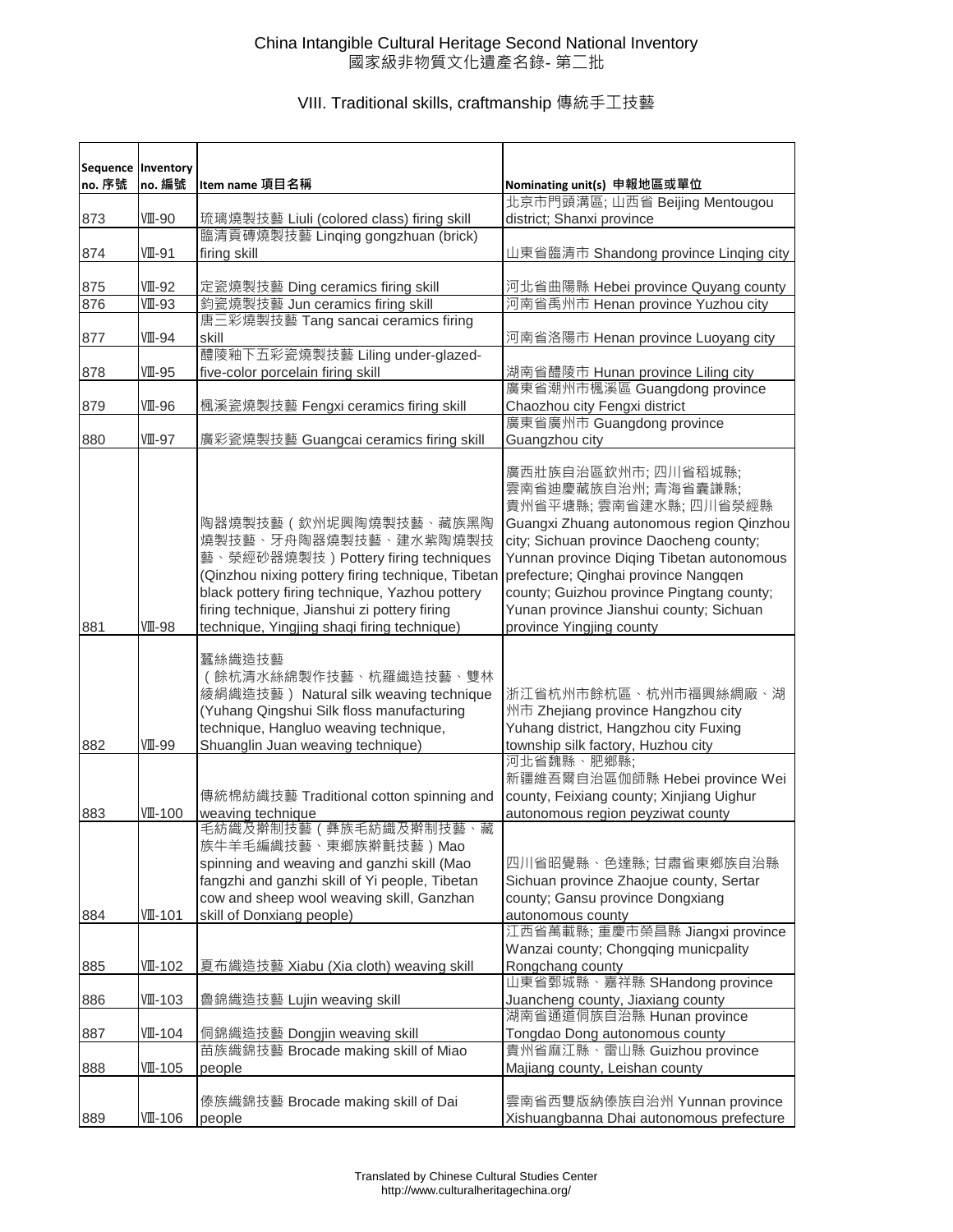China Intangible Cultural Heritage Second National Inventory
國家級非物質文化遺產名錄- 第二批

VIII. Traditional skills, craftmanship 傳統手工技藝

| Sequence no. 序號 | Inventory no. 編號 | Item name 項目名稱 | Nominating unit(s) 申報地區或單位 |
|---|---|---|---|
| 873 | Ⅷ-90 | 琉璃燒製技藝 Liuli (colored class) firing skill | 北京市門頭溝區; 山西省 Beijing Mentougou district; Shanxi province |
| 874 | Ⅷ-91 | 臨清貢磚燒製技藝 Linqing gongzhuan (brick) firing skill | 山東省臨清市 Shandong province Linqing city |
| 875 | Ⅷ-92 | 定瓷燒製技藝 Ding ceramics firing skill | 河北省曲陽縣 Hebei province Quyang county |
| 876 | Ⅷ-93 | 鈞瓷燒製技藝 Jun ceramics firing skill | 河南省禹州市 Henan province Yuzhou city |
| 877 | Ⅷ-94 | 唐三彩燒製技藝 Tang sancai ceramics firing skill | 河南省洛陽市 Henan province Luoyang city |
| 878 | Ⅷ-95 | 醴陵釉下五彩瓷燒製技藝 Liling under-glazed-five-color porcelain firing skill | 湖南省醴陵市 Hunan province Liling city |
| 879 | Ⅷ-96 | 楓溪瓷燒製技藝 Fengxi ceramics firing skill | 廣東省潮州市楓溪區 Guangdong province Chaozhou city Fengxi district |
| 880 | Ⅷ-97 | 廣彩瓷燒製技藝 Guangcai ceramics firing skill | 廣東省廣州市 Guangdong province Guangzhou city |
| 881 | Ⅷ-98 | 陶器燒製技藝（欽州坭興陶燒製技藝、藏族黑陶燒製技藝、牙舟陶器燒製技藝、建水紫陶燒製技藝、滎經砂器燒製技）Pottery firing techniques (Qinzhou nixing pottery firing technique, Tibetan black pottery firing technique, Yazhou pottery firing technique, Jianshui zi pottery firing technique, Yingjing shaqi firing technique) | 廣西壯族自治區欽州市; 四川省稻城縣; 雲南省迪慶藏族自治州; 青海省囊謙縣; 貴州省平塘縣; 雲南省建水縣; 四川省滎經縣 Guangxi Zhuang autonomous region Qinzhou city; Sichuan province Daocheng county; Yunnan province Diqing Tibetan autonomous prefecture; Qinghai province Nangqen county; Guizhou province Pingtang county; Yunan province Jianshui county; Sichuan province Yingjing county |
| 882 | Ⅷ-99 | 蠶絲織造技藝（餘杭清水絲綿製作技藝、杭羅織造技藝、雙林綾絹織造技藝） Natural silk weaving technique (Yuhang Qingshui Silk floss manufacturing technique, Hangluo weaving technique, Shuanglin Juan weaving technique) | 浙江省杭州市餘杭區、杭州市福興絲綢廠、湖州市 Zhejiang province Hangzhou city Yuhang district, Hangzhou city Fuxing township silk factory, Huzhou city |
| 883 | Ⅷ-100 | 傳統棉紡織技藝 Traditional cotton spinning and weaving technique | 河北省魏縣、肥鄉縣; 新疆維吾爾自治區伽師縣 Hebei province Wei county, Feixiang county; Xinjiang Uighur autonomous region peyziwat county |
| 884 | Ⅷ-101 | 毛紡織及擀制技藝（彝族毛紡織及擀制技藝、藏族牛羊毛編織技藝、東鄉族擀氈技藝）Mao spinning and weaving and ganzhi skill (Mao fangzhi and ganzhi skill of Yi people, Tibetan cow and sheep wool weaving skill, Ganzhan skill of Donxiang people) | 四川省昭覺縣、色達縣; 甘肅省東鄉族自治縣 Sichuan province Zhaojue county, Sertar county; Gansu province Dongxiang autonomous county |
| 885 | Ⅷ-102 | 夏布織造技藝 Xiabu (Xia cloth) weaving skill | 江西省萬載縣; 重慶市榮昌縣 Jiangxi province Wanzai county; Chongqing municpality Rongchang county |
| 886 | Ⅷ-103 | 魯錦織造技藝 Lujin weaving skill | 山東省鄄城縣、嘉祥縣 SHandong province Juancheng county, Jiaxiang county |
| 887 | Ⅷ-104 | 侗錦織造技藝 Dongjin weaving skill | 湖南省通道侗族自治縣 Hunan province Tongdao Dong autonomous county |
| 888 | Ⅷ-105 | 苗族織錦技藝 Brocade making skill of Miao people | 貴州省麻江縣、雷山縣 Guizhou province Majiang county, Leishan county |
| 889 | Ⅷ-106 | 傣族織錦技藝 Brocade making skill of Dai people | 雲南省西雙版納傣族自治州 Yunnan province Xishuangbanna Dhai autonomous prefecture |

Translated by Chinese Cultural Studies Center
http://www.culturalheritagechina.org/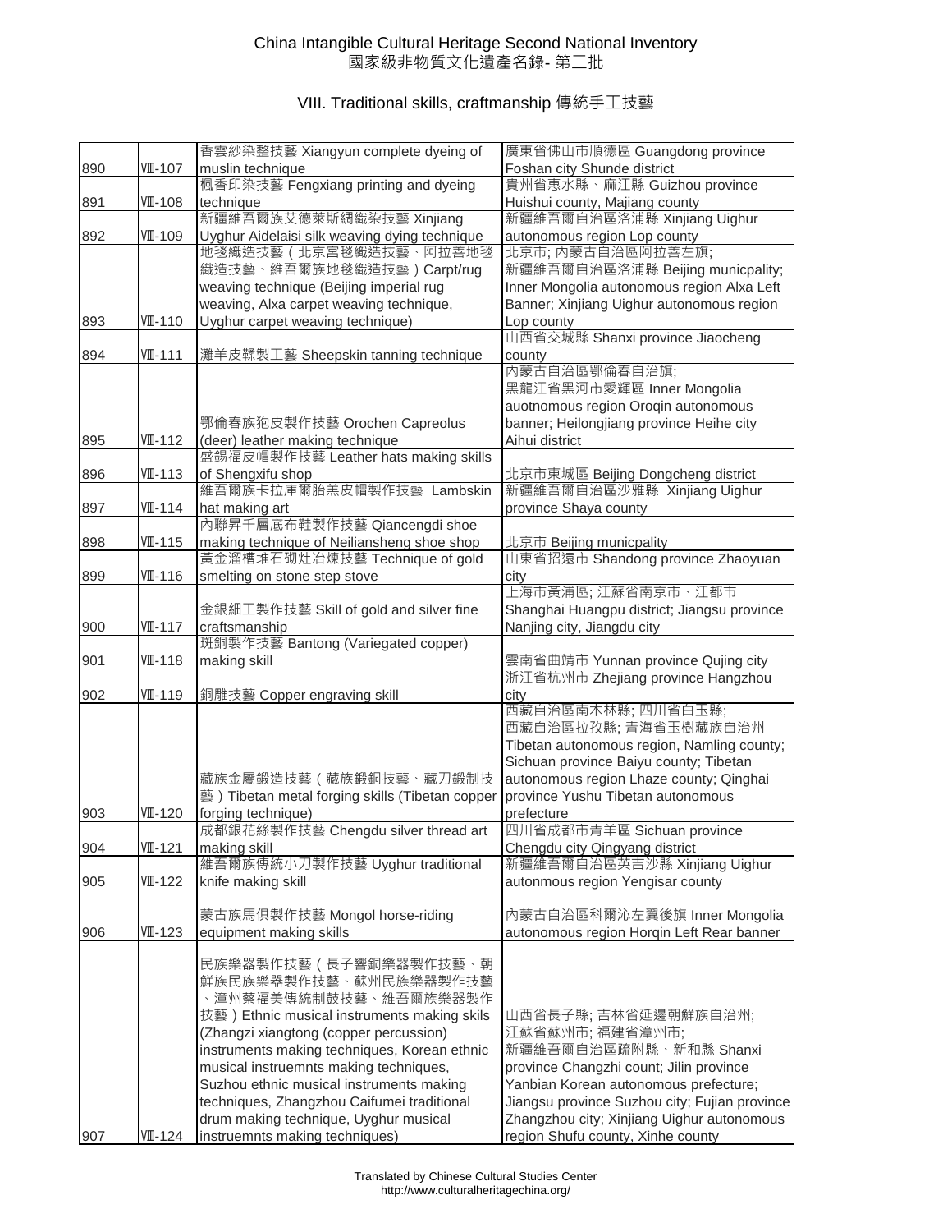# China Intangible Cultural Heritage Second National Inventory
# 國家級非物質文化遺產名錄- 第二批

## VIII. Traditional skills, craftmanship 傳統手工技藝

| | | | |
|---|---|---|---|
| 890 | Ⅷ-107 | 香雲紗染整技藝 Xiangyun complete dyeing of muslin technique | 廣東省佛山市順德區 Guangdong province Foshan city Shunde district |
| 891 | Ⅷ-108 | 楓香印染技藝 Fengxiang printing and dyeing technique | 貴州省惠水縣、麻江縣 Guizhou province Huishui county, Majiang county |
| 892 | Ⅷ-109 | 新疆維吾爾族艾德萊斯綢織染技藝 Xinjiang Uyghur Aidelaisi silk weaving dying technique | 新疆維吾爾自治區洛浦縣 Xinjiang Uighur autonomous region Lop county |
| 893 | Ⅷ-110 | 地毯織造技藝（北京宮毯織造技藝、阿拉善地毯織造技藝、維吾爾族地毯織造技藝）Carpt/rug weaving technique (Beijing imperial rug weaving, Alxa carpet weaving technique, Uyghur carpet weaving technique) | 北京市; 內蒙古自治區阿拉善左旗; 新疆維吾爾自治區洛浦縣 Beijing municpality; Inner Mongolia autonomous region Alxa Left Banner; Xinjiang Uighur autonomous region Lop county |
| 894 | Ⅷ-111 | 灘羊皮鞣製工藝 Sheepskin tanning technique | 山西省交城縣 Shanxi province Jiaocheng county |
| 895 | Ⅷ-112 | 鄂倫春族狍皮製作技藝 Orochen Capreolus (deer) leather making technique | 內蒙古自治區鄂倫春自治旗; 黑龍江省黑河市愛輝區 Inner Mongolia auotnomous region Oroqin autonomous banner; Heilongjiang province Heihe city Aihui district |
| 896 | Ⅷ-113 | 盛錫福皮帽製作技藝 Leather hats making skills of Shengxifu shop | 北京市東城區 Beijing Dongcheng district |
| 897 | Ⅷ-114 | 維吾爾族卡拉庫爾胎羔皮帽製作技藝 Lambskin hat making art | 新疆維吾爾自治區沙雅縣 Xinjiang Uighur province Shaya county |
| 898 | Ⅷ-115 | 內聯昇千層底布鞋製作技藝 Qiancengdi shoe making technique of Neiliansheng shoe shop | 北京市 Beijing municpality |
| 899 | Ⅷ-116 | 黃金溜槽堆石砌灶冶煉技藝 Technique of gold smelting on stone step stove | 山東省招遠市 Shandong province Zhaoyuan city |
| 900 | Ⅷ-117 | 金銀細工製作技藝 Skill of gold and silver fine craftsmanship | 上海市黃浦區; 江蘇省南京市、江都市 Shanghai Huangpu district; Jiangsu province Nanjing city, Jiangdu city |
| 901 | Ⅷ-118 | 斑銅製作技藝 Bantong (Variegated copper) making skill | 雲南省曲靖市 Yunnan province Qujing city |
| 902 | Ⅷ-119 | 銅雕技藝 Copper engraving skill | 浙江省杭州市 Zhejiang province Hangzhou city |
| 903 | Ⅷ-120 | 藏族金屬鍛造技藝（藏族鍛銅技藝、藏刀鍛制技藝）Tibetan metal forging skills (Tibetan copper forging technique) | 西藏自治區南木林縣; 四川省白玉縣; 西藏自治區拉孜縣; 青海省玉樹藏族自治州 Tibetan autonomous region, Namling county; Sichuan province Baiyu county; Tibetan autonomous region Lhaze county; Qinghai province Yushu Tibetan autonomous prefecture |
| 904 | Ⅷ-121 | 成都銀花絲製作技藝 Chengdu silver thread art making skill | 四川省成都市青羊區 Sichuan province Chengdu city Qingyang district |
| 905 | Ⅷ-122 | 維吾爾族傳統小刀製作技藝 Uyghur traditional knife making skill | 新疆維吾爾自治區英吉沙縣 Xinjiang Uighur autonmous region Yengisar county |
| 906 | Ⅷ-123 | 蒙古族馬俱製作技藝 Mongol horse-riding equipment making skills | 內蒙古自治區科爾沁左翼後旗 Inner Mongolia autonomous region Horqin Left Rear banner |
| 907 | Ⅷ-124 | 民族樂器製作技藝（長子響銅樂器製作技藝、朝鮮族民族樂器製作技藝、蘇州民族樂器製作技藝、漳州蔡福美傳統制鼓技藝、維吾爾族樂器製作技藝）Ethnic musical instruments making skills (Zhangzi xiangtong (copper percussion) instruments making techniques, Korean ethnic musical instruemnts making techniques, Suzhou ethnic musical instruments making techniques, Zhangzhou Caifumei traditional drum making technique, Uyghur musical instruemnts making techniques) | 山西省長子縣; 吉林省延邊朝鮮族自治州; 江蘇省蘇州市; 福建省漳州市; 新疆維吾爾自治區疏附縣、新和縣 Shanxi province Changzhi count; Jilin province Yanbian Korean autonomous prefecture; Jiangsu province Suzhou city; Fujian province Zhangzhou city; Xinjiang Uighur autonomous region Shufu county, Xinhe county |

Translated by Chinese Cultural Studies Center
http://www.culturalheritagechina.org/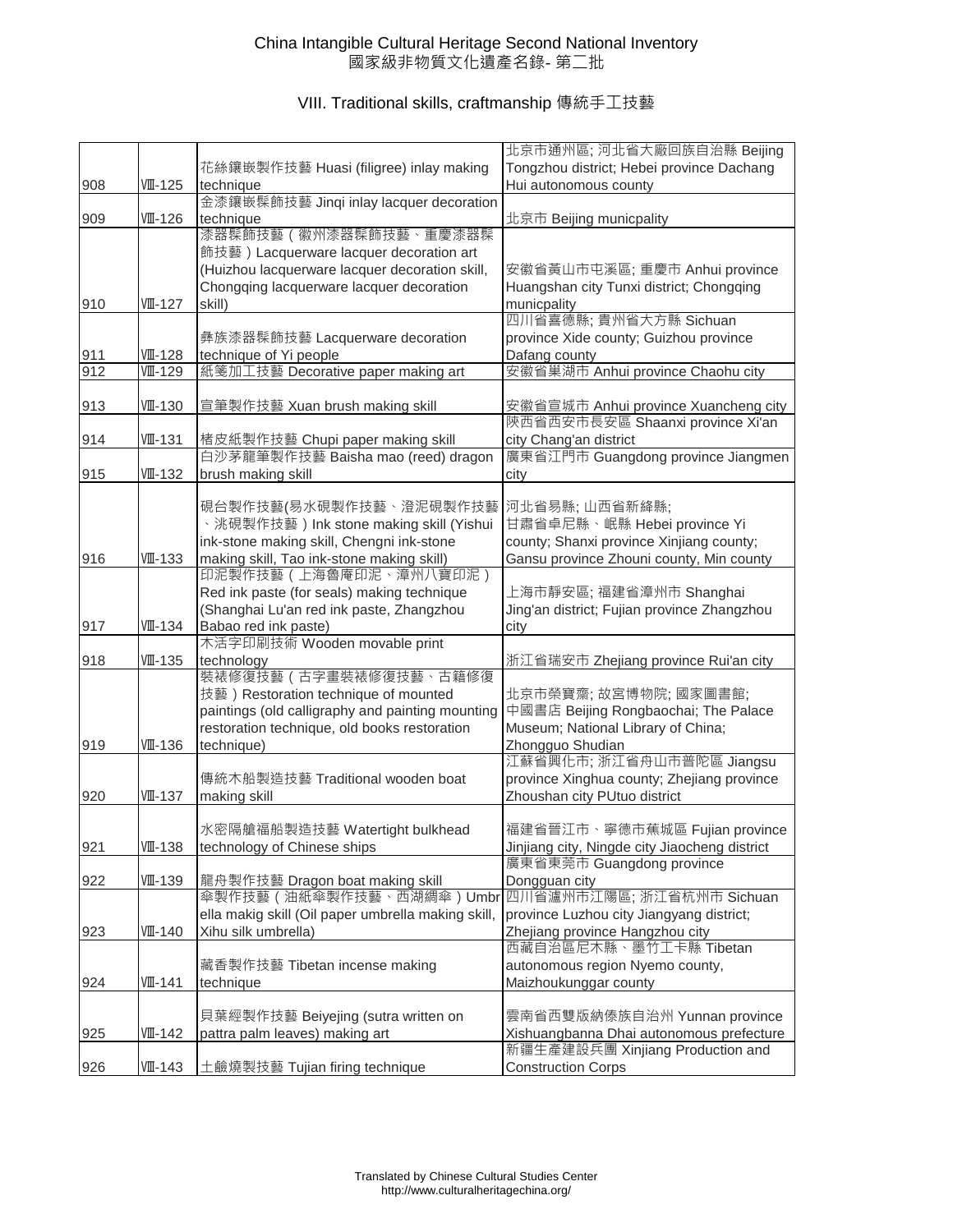# China Intangible Cultural Heritage Second National Inventory
# 國家級非物質文化遺產名錄- 第二批

## VIII. Traditional skills, craftmanship 傳統手工技藝

| | | | |
|---|---|---|---|
| 908 | Ⅷ-125 | 花絲鑲嵌製作技藝 Huasi (filigree) inlay making technique | 北京市通州區; 河北省大廠回族自治縣 Beijing Tongzhou district; Hebei province Dachang Hui autonomous county |
| 909 | Ⅷ-126 | 金漆鑲嵌髹飾技藝 Jinqi inlay lacquer decoration technique | 北京市 Beijing municpality |
| 910 | Ⅷ-127 | 漆器髹飾技藝（徽州漆器髹飾技藝、重慶漆器髹飾技藝）Lacquerware lacquer decoration art (Huizhou lacquerware lacquer decoration skill, Chongqing lacquerware lacquer decoration skill) | 安徽省黃山市屯溪區; 重慶市 Anhui province Huangshan city Tunxi district; Chongqing municpality |
| 911 | Ⅷ-128 | 彝族漆器髹飾技藝 Lacquerware decoration technique of Yi people | 四川省喜德縣; 貴州省大方縣 Sichuan province Xide county; Guizhou province Dafang county |
| 912 | Ⅷ-129 | 紙箋加工技藝 Decorative paper making art | 安徽省巢湖市 Anhui province Chaohu city |
| 913 | Ⅷ-130 | 宣筆製作技藝 Xuan brush making skill | 安徽省宣城市 Anhui province Xuancheng city |
| 914 | Ⅷ-131 | 楮皮紙製作技藝 Chupi paper making skill | 陝西省西安市長安區 Shaanxi province Xi'an city Chang'an district |
| 915 | Ⅷ-132 | 白沙茅龍筆製作技藝 Baisha mao (reed) dragon brush making skill | 廣東省江門市 Guangdong province Jiangmen city |
| 916 | Ⅷ-133 | 硯台製作技藝(易水硯製作技藝、澄泥硯製作技藝、洮硯製作技藝）Ink stone making skill (Yishui ink-stone making skill, Chengni ink-stone making skill, Tao ink-stone making skill) | 河北省易縣; 山西省新絳縣; 甘肅省卓尼縣、岷縣 Hebei province Yi county; Shanxi province Xinjiang county; Gansu province Zhouni county, Min county |
| 917 | Ⅷ-134 | 印泥製作技藝（上海魯庵印泥、漳州八寶印泥）Red ink paste (for seals) making technique (Shanghai Lu'an red ink paste, Zhangzhou Babao red ink paste) | 上海市靜安區; 福建省漳州市 Shanghai Jing'an district; Fujian province Zhangzhou city |
| 918 | Ⅷ-135 | 木活字印刷技術 Wooden movable print technology | 浙江省瑞安市 Zhejiang province Rui'an city |
| 919 | Ⅷ-136 | 裝裱修復技藝（古字畫裝裱修復技藝、古籍修復技藝）Restoration technique of mounted paintings (old calligraphy and painting mounting restoration technique, old books restoration technique) | 北京市榮寶齋; 故宮博物院; 國家圖書館; 中國書店 Beijing Rongbaochai; The Palace Museum; National Library of China; Zhongguo Shudian |
| 920 | Ⅷ-137 | 傳統木船製造技藝 Traditional wooden boat making skill | 江蘇省興化市; 浙江省舟山市普陀區 Jiangsu province Xinghua county; Zhejiang province Zhoushan city PUtuo district |
| 921 | Ⅷ-138 | 水密隔艙福船製造技藝 Watertight bulkhead technology of Chinese ships | 福建省晉江市、寧德市蕉城區 Fujian province Jinjiang city, Ningde city Jiaocheng district |
| 922 | Ⅷ-139 | 龍舟製作技藝 Dragon boat making skill | 廣東省東莞市 Guangdong province Dongguan city |
| 923 | Ⅷ-140 | 傘製作技藝（油紙傘製作技藝、西湖綢傘）Umbrella makig skill (Oil paper umbrella making skill, Xihu silk umbrella) | 四川省瀘州市江陽區; 浙江省杭州市 Sichuan province Luzhou city Jiangyang district; Zhejiang province Hangzhou city |
| 924 | Ⅷ-141 | 藏香製作技藝 Tibetan incense making technique | 西藏自治區尼木縣、墨竹工卡縣 Tibetan autonomous region Nyemo county, Maizhoukunggar county |
| 925 | Ⅷ-142 | 貝葉經製作技藝 Beiyejing (sutra written on pattra palm leaves) making art | 雲南省西雙版納傣族自治州 Yunnan province Xishuangbanna Dhai autonomous prefecture |
| 926 | Ⅷ-143 | 土鹼燒製技藝 Tujian firing technique | 新疆生產建設兵團 Xinjiang Production and Construction Corps |

Translated by Chinese Cultural Studies Center
http://www.culturalheritagechina.org/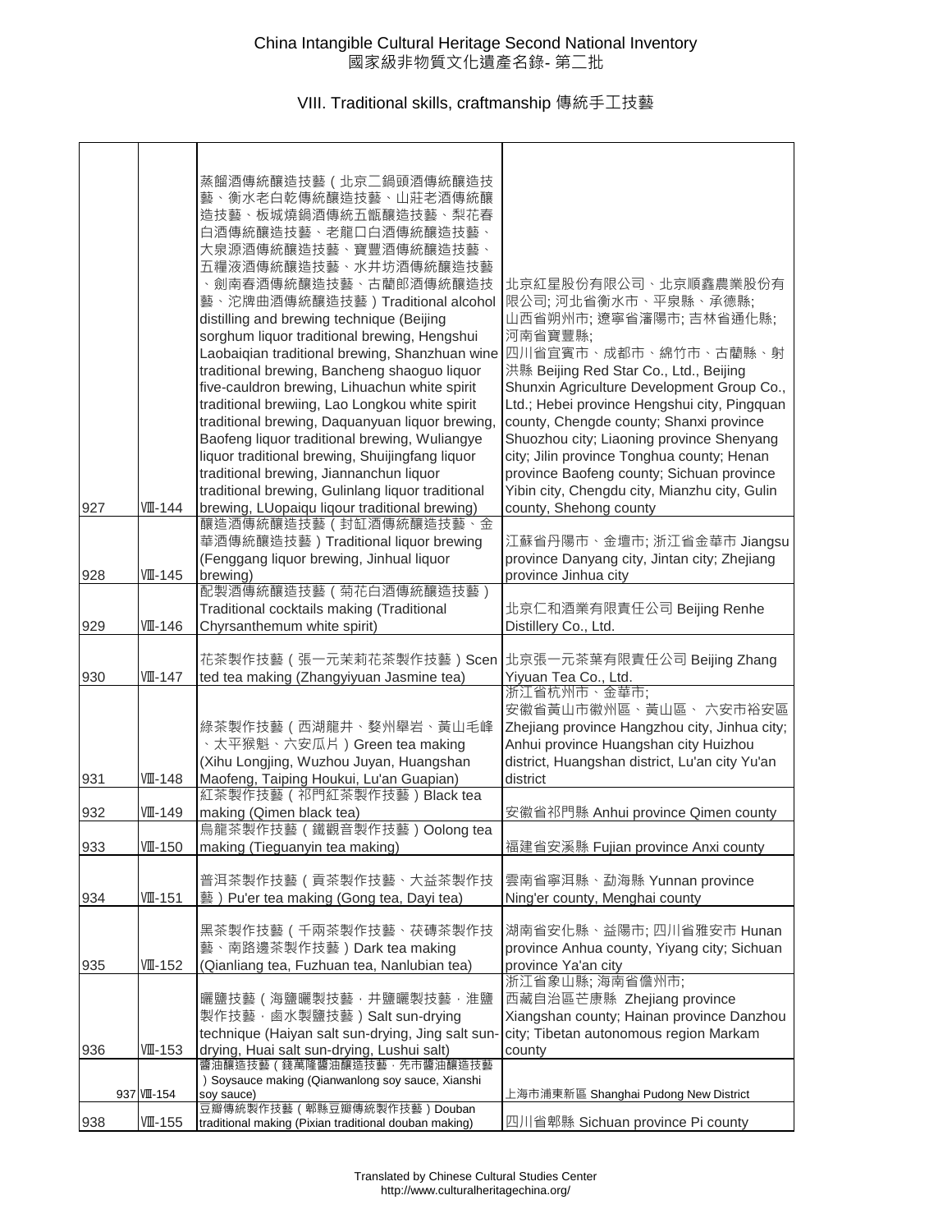China Intangible Cultural Heritage Second National Inventory
國家級非物質文化遺產名錄- 第二批

VIII. Traditional skills, craftmanship 傳統手工技藝

| | | | |
|---|---|---|---|
| 927 | Ⅷ-144 | 蒸餾酒傳統釀造技藝（北京二鍋頭酒傳統釀造技藝、衡水老白乾傳統釀造技藝、山莊老酒傳統釀造技藝、板城燒鍋酒傳統五甑釀造技藝、梨花春白酒傳統釀造技藝、老龍口白酒傳統釀造技藝、大泉源酒傳統釀造技藝、寶豐酒傳統釀造技藝、五糧液酒傳統釀造技藝、水井坊酒傳統釀造技藝、劍南春酒傳統釀造技藝、古藺郎酒傳統釀造技藝、沱牌曲酒傳統釀造技藝）Traditional alcohol distilling and brewing technique (Beijing sorghum liquor traditional brewing, Hengshui Laobaiqian traditional brewing, Shanzhuan wine traditional brewing, Bancheng shaoguo liquor five-cauldron brewing, Lihuachun white spirit traditional brewiing, Lao Longkou white spirit traditional brewing, Daquanyuan liquor brewing, Baofeng liquor traditional brewing, Wuliangye liquor traditional brewing, Shuijingfang liquor traditional brewing, Jiannanchun liquor traditional brewing, Gulinlang liquor traditional brewing, LUopaiqu liqour traditional brewing) | 北京紅星股份有限公司、北京順鑫農業股份有限公司; 河北省衡水市、平泉縣、承德縣; 山西省朔州市; 遼寧省瀋陽市; 吉林省通化縣; 河南省寶豐縣; 四川省宜賓市、成都市、綿竹市、古藺縣、射洪縣 Beijing Red Star Co., Ltd., Beijing Shunxin Agriculture Development Group Co., Ltd.; Hebei province Hengshui city, Pingquan county, Chengde county; Shanxi province Shuozhou city; Liaoning province Shenyang city; Jilin province Tonghua county; Henan province Baofeng county; Sichuan province Yibin city, Chengdu city, Mianzhu city, Gulin county, Shehong county |
| 928 | Ⅷ-145 | 釀造酒傳統釀造技藝（封缸酒傳統釀造技藝、金華酒傳統釀造技藝）Traditional liquor brewing (Fenggang liquor brewing, Jinhual liquor brewing) | 江蘇省丹陽市、金壇市; 浙江省金華市 Jiangsu province Danyang city, Jintan city; Zhejiang province Jinhua city |
| 929 | Ⅷ-146 | 配製酒傳統釀造技藝（菊花白酒傳統釀造技藝）Traditional cocktails making (Traditional Chyrsanthemum white spirit) | 北京仁和酒業有限責任公司 Beijing Renhe Distillery Co., Ltd. |
| 930 | Ⅷ-147 | 花茶製作技藝（張一元茉莉花茶製作技藝）Scented tea making (Zhangyiyuan Jasmine tea) | 北京張一元茶葉有限責任公司 Beijing Zhang Yiyuan Tea Co., Ltd. |
| 931 | Ⅷ-148 | 綠茶製作技藝（西湖龍井、婺州舉岩、黃山毛峰、太平猴魁、六安瓜片）Green tea making (Xihu Longjing, Wuzhou Juyan, Huangshan Maofeng, Taiping Houkui, Lu'an Guapian) | 浙江省杭州市、金華市; 安徽省黃山市徽州區、黃山區、六安市裕安區 Zhejiang province Hangzhou city, Jinhua city; Anhui province Huangshan city Huizhou district, Huangshan district, Lu'an city Yu'an district |
| 932 | Ⅷ-149 | 紅茶製作技藝（祁門紅茶製作技藝）Black tea making (Qimen black tea) | 安徽省祁門縣 Anhui province Qimen county |
| 933 | Ⅷ-150 | 烏龍茶製作技藝（鐵觀音製作技藝）Oolong tea making (Tieguanyin tea making) | 福建省安溪縣 Fujian province Anxi county |
| 934 | Ⅷ-151 | 普洱茶製作技藝（貢茶製作技藝、大益茶製作技藝）Pu'er tea making (Gong tea, Dayi tea) | 雲南省寧洱縣、勐海縣 Yunnan province Ning'er county, Menghai county |
| 935 | Ⅷ-152 | 黑茶製作技藝（千兩茶製作技藝、茯磚茶製作技藝、南路邊茶製作技藝）Dark tea making (Qianliang tea, Fuzhuan tea, Nanlubian tea) | 湖南省安化縣、益陽市; 四川省雅安市 Hunan province Anhua county, Yiyang city; Sichuan province Ya'an city |
| 936 | Ⅷ-153 | 曬鹽技藝（海鹽曬製技藝，井鹽曬製技藝，淮鹽製作技藝，鹵水製鹽技藝）Salt sun-drying technique (Haiyan salt sun-drying, Jing salt sun-drying, Huai salt sun-drying, Lushui salt) | 浙江省象山縣; 海南省儋州市; 西藏自治區芒康縣 Zhejiang province Xiangshan county; Hainan province Danzhou city; Tibetan autonomous region Markam county |
| 937 | Ⅷ-154 | 醬油釀造技藝（錢萬隆醬油釀造技藝，先市醬油釀造技藝）Soysauce making (Qianwanlong soy sauce, Xianshi soy sauce) | 上海市浦東新區 Shanghai Pudong New District |
| 938 | Ⅷ-155 | 豆瓣傳統製作技藝（郫縣豆瓣傳統製作技藝）Douban traditional making (Pixian traditional douban making) | 四川省郫縣 Sichuan province Pi county |

Translated by Chinese Cultural Studies Center
http://www.culturalheritagechina.org/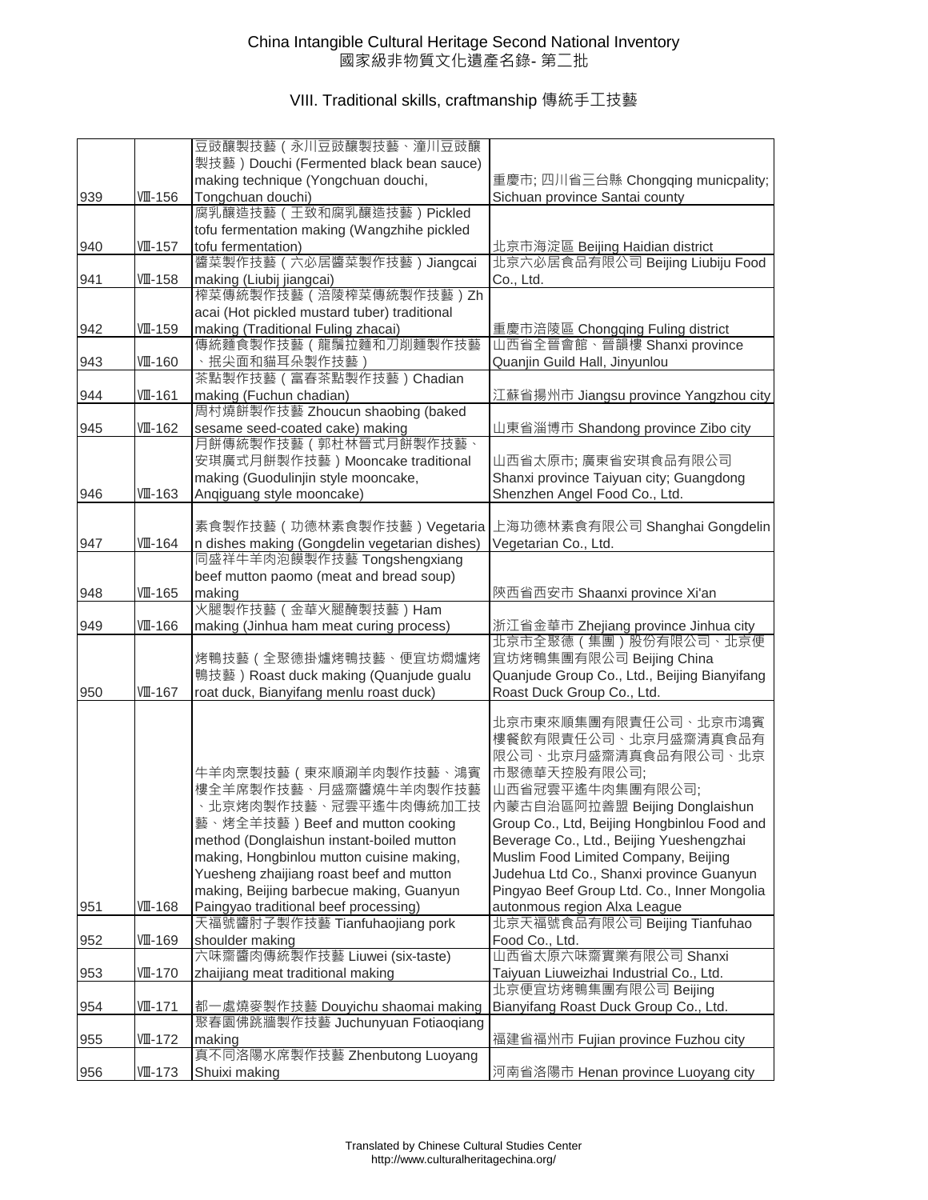China Intangible Cultural Heritage Second National Inventory
國家級非物質文化遺產名錄- 第二批

## VIII. Traditional skills, craftmanship 傳統手工技藝

| | | | |
|---|---|---|---|
| 939 | Ⅷ-156 | 豆豉釀製技藝（永川豆豉釀製技藝、潼川豆豉釀製技藝）Douchi (Fermented black bean sauce) making technique (Yongchuan douchi, Tongchuan douchi) | 重慶市; 四川省三台縣 Chongqing municpality; Sichuan province Santai county |
| 940 | Ⅷ-157 | 腐乳釀造技藝（王致和腐乳釀造技藝）Pickled tofu fermentation making (Wangzhihe pickled tofu fermentation) | 北京市海淀區 Beijing Haidian district |
| 941 | Ⅷ-158 | 醬菜製作技藝（六必居醬菜製作技藝）Jiangcai making (Liubij jiangcai) | 北京六必居食品有限公司 Beijing Liubiju Food Co., Ltd. |
| 942 | Ⅷ-159 | 榨菜傳統製作技藝（涪陵榨菜傳統製作技藝）Zhacai (Hot pickled mustard tuber) traditional making (Traditional Fuling zhacai) | 重慶市涪陵區 Chongqing Fuling district |
| 943 | Ⅷ-160 | 傳統麵食製作技藝（龍鬚拉麵和刀削麵製作技藝、抿尖面和貓耳朵製作技藝） | 山西省全晉會館、晉韻樓 Shanxi province Quanjin Guild Hall, Jinyunlou |
| 944 | Ⅷ-161 | 茶點製作技藝（富春茶點製作技藝）Chadian making (Fuchun chadian) | 江蘇省揚州市 Jiangsu province Yangzhou city |
| 945 | Ⅷ-162 | 周村燒餅製作技藝 Zhoucun shaobing (baked sesame seed-coated cake) making | 山東省淄博市 Shandong province Zibo city |
| 946 | Ⅷ-163 | 月餅傳統製作技藝（郭杜林晉式月餅製作技藝、安琪廣式月餅製作技藝）Mooncake traditional making (Guodulinjin style mooncake, Anqiguang style mooncake) | 山西省太原市; 廣東省安琪食品有限公司 Shanxi province Taiyuan city; Guangdong Shenzhen Angel Food Co., Ltd. |
| 947 | Ⅷ-164 | 素食製作技藝（功德林素食製作技藝）Vegetarian dishes making (Gongdelin vegetarian dishes) | 上海功德林素食有限公司 Shanghai Gongdelin Vegetarian Co., Ltd. |
| 948 | Ⅷ-165 | 同盛祥牛羊肉泡饃製作技藝 Tongshengxiang beef mutton paomo (meat and bread soup) making | 陝西省西安市 Shaanxi province Xi'an |
| 949 | Ⅷ-166 | 火腿製作技藝（金華火腿醃製技藝）Ham making (Jinhua ham meat curing process) | 浙江省金華市 Zhejiang province Jinhua city |
| 950 | Ⅷ-167 | 烤鴨技藝（全聚德掛爐烤鴨技藝、便宜坊燜爐烤鴨技藝）Roast duck making (Quanjude gualu roat duck, Bianyifang menlu roast duck) | 北京市全聚德（集團）股份有限公司、北京便宜坊烤鴨集團有限公司 Beijing China Quanjude Group Co., Ltd., Beijing Bianyifang Roast Duck Group Co., Ltd. |
| 951 | Ⅷ-168 | 牛羊肉烹製技藝（東來順涮羊肉製作技藝、鴻賓樓全羊席製作技藝、月盛齋醬燒牛羊肉製作技藝、北京烤肉製作技藝、冠雲平遙牛肉傳統加工技藝、烤全羊技藝）Beef and mutton cooking method (Donglaishun instant-boiled mutton making, Hongbinlou mutton cuisine making, Yuesheng zhaijiang roast beef and mutton making, Beijing barbecue making, Guanyun Paingyao traditional beef processing) | 北京市東來順集團有限責任公司、北京市鴻賓樓餐飲有限責任公司、北京月盛齋清真食品有限公司、北京月盛齋清真食品有限公司、北京市聚德華天控股有限公司; 山西省冠雲平遙牛肉集團有限公司; 內蒙古自治區阿拉善盟 Beijing Donglaishun Group Co., Ltd, Beijing Hongbinlou Food and Beverage Co., Ltd., Beijing Yueshengzhai Muslim Food Limited Company, Beijing Judehua Ltd Co., Shanxi province Guanyun Pingyao Beef Group Ltd. Co., Inner Mongolia autonmous region Alxa League |
| 952 | Ⅷ-169 | 天福號醬肘子製作技藝 Tianfuhaojiang pork shoulder making | 北京天福號食品有限公司 Beijing Tianfuhao Food Co., Ltd. |
| 953 | Ⅷ-170 | 六味齋醬肉傳統製作技藝 Liuwei (six-taste) zhaijiang meat traditional making | 山西省太原六味齋實業有限公司 Shanxi Taiyuan Liuweizhai Industrial Co., Ltd. |
| 954 | Ⅷ-171 | 都一處燒麥製作技藝 Douyichu shaomai making | 北京便宜坊烤鴨集團有限公司 Beijing Bianyifang Roast Duck Group Co., Ltd. |
| 955 | Ⅷ-172 | 聚春園佛跳牆製作技藝 Juchunyuan Fotiaoqiang making | 福建省福州市 Fujian province Fuzhou city |
| 956 | Ⅷ-173 | 真不同洛陽水席製作技藝 Zhenbutong Luoyang Shuixi making | 河南省洛陽市 Henan province Luoyang city |

Translated by Chinese Cultural Studies Center
http://www.culturalheritagechina.org/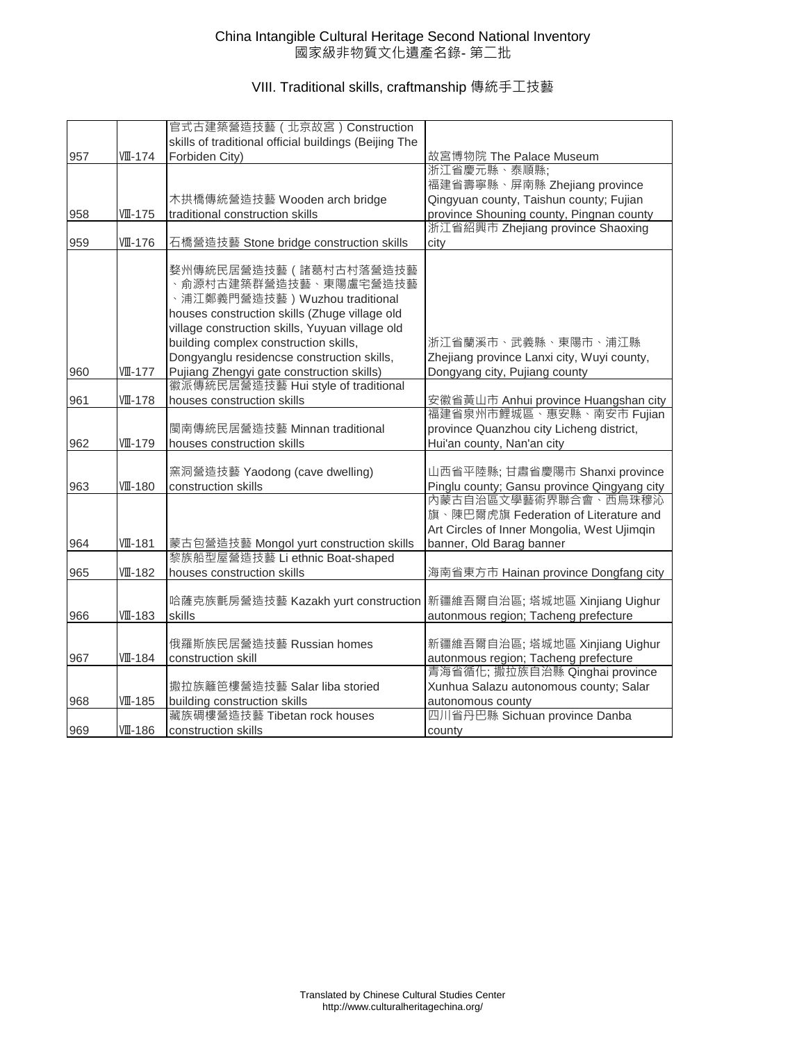# China Intangible Cultural Heritage Second National Inventory
# 國家級非物質文化遺產名錄- 第二批

## VIII. Traditional skills, craftmanship 傳統手工技藝

| | | | |
|---|---|---|---|
| 957 | Ⅷ-174 | 官式古建築營造技藝（北京故宮）Construction skills of traditional official buildings (Beijing The Forbiden City) | 故宮博物院 The Palace Museum |
| 958 | Ⅷ-175 | 木拱橋傳統營造技藝 Wooden arch bridge traditional construction skills | 浙江省慶元縣、泰順縣; 福建省壽寧縣、屏南縣 Zhejiang province Qingyuan county, Taishun county; Fujian province Shouning county, Pingnan county |
| 959 | Ⅷ-176 | 石橋營造技藝 Stone bridge construction skills | 浙江省紹興市 Zhejiang province Shaoxing city |
| 960 | Ⅷ-177 | 婺州傳統民居營造技藝（諸葛村古村落營造技藝、俞源村古建築群營造技藝、東陽盧宅營造技藝、浦江鄭義門營造技藝）Wuzhou traditional houses construction skills (Zhuge village old village construction skills, Yuyuan village old building complex construction skills, Dongyanglu residencse construction skills, Pujiang Zhengyi gate construction skills) | 浙江省蘭溪市、武義縣、東陽市、浦江縣 Zhejiang province Lanxi city, Wuyi county, Dongyang city, Pujiang county |
| 961 | Ⅷ-178 | 徽派傳統民居營造技藝 Hui style of traditional houses construction skills | 安徽省黃山市 Anhui province Huangshan city |
| 962 | Ⅷ-179 | 閩南傳統民居營造技藝 Minnan traditional houses construction skills | 福建省泉州市鯉城區、惠安縣、南安市 Fujian province Quanzhou city Licheng district, Hui'an county, Nan'an city |
| 963 | Ⅷ-180 | 窯洞營造技藝 Yaodong (cave dwelling) construction skills | 山西省平陸縣; 甘肅省慶陽市 Shanxi province Pinglu county; Gansu province Qingyang city |
| 964 | Ⅷ-181 | 蒙古包營造技藝 Mongol yurt construction skills | 內蒙古自治區文學藝術界聯合會、西烏珠穆沁旗、陳巴爾虎旗 Federation of Literature and Art Circles of Inner Mongolia, West Ujimqin banner, Old Barag banner |
| 965 | Ⅷ-182 | 黎族船型屋營造技藝 Li ethnic Boat-shaped houses construction skills | 海南省東方市 Hainan province Dongfang city |
| 966 | Ⅷ-183 | 哈薩克族氈房營造技藝 Kazakh yurt construction skills | 新疆維吾爾自治區; 塔城地區 Xinjiang Uighur autonmous region; Tacheng prefecture |
| 967 | Ⅷ-184 | 俄羅斯族民居營造技藝 Russian homes construction skill | 新疆維吾爾自治區; 塔城地區 Xinjiang Uighur autonmous region; Tacheng prefecture |
| 968 | Ⅷ-185 | 撒拉族籬笆樓營造技藝 Salar liba storied building construction skills | 青海省循化; 撒拉族自治縣 Qinghai province Xunhua Salazu autonomous county; Salar autonomous county |
| 969 | Ⅷ-186 | 藏族碉樓營造技藝 Tibetan rock houses construction skills | 四川省丹巴縣 Sichuan province Danba county |

Translated by Chinese Cultural Studies Center
http://www.culturalheritagechina.org/